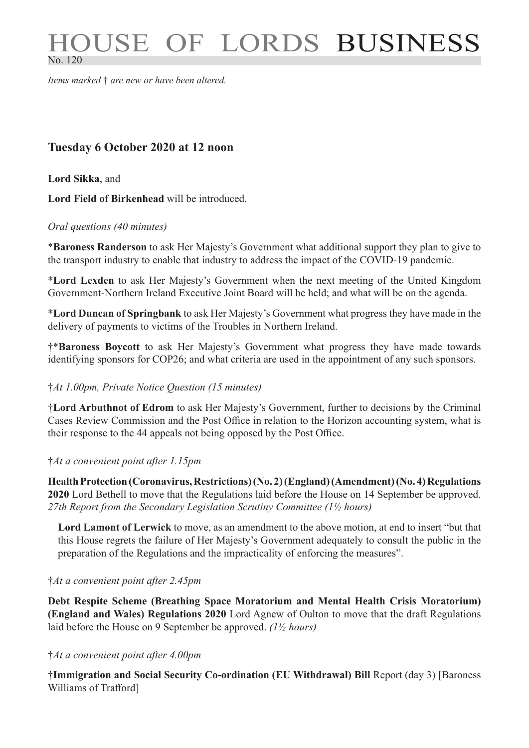# HOUSE OF LORDS BUSINESS

No. 120

*Items marked † are new or have been altered.*

## Tuesday 6 October 2020 at 12 noon

**Lord Sikka**, and

**Lord Field of Birkenhead** will be introduced.

*Oral questions (40 minutes)*

***Baroness Randerson** to ask Her Majesty's Government what additional support they plan to give to the transport industry to enable that industry to address the impact of the COVID-19 pandemic.

***Lord Lexden** to ask Her Majesty's Government when the next meeting of the United Kingdom Government-Northern Ireland Executive Joint Board will be held; and what will be on the agenda.

***Lord Duncan of Springbank** to ask Her Majesty's Government what progress they have made in the delivery of payments to victims of the Troubles in Northern Ireland.

†***Baroness Boycott** to ask Her Majesty's Government what progress they have made towards identifying sponsors for COP26; and what criteria are used in the appointment of any such sponsors.

†*At 1.00pm, Private Notice Question (15 minutes)*

†**Lord Arbuthnot of Edrom** to ask Her Majesty's Government, further to decisions by the Criminal Cases Review Commission and the Post Office in relation to the Horizon accounting system, what is their response to the 44 appeals not being opposed by the Post Office.

†*At a convenient point after 1.15pm*

**Health Protection (Coronavirus, Restrictions) (No. 2) (England) (Amendment) (No. 4) Regulations 2020** Lord Bethell to move that the Regulations laid before the House on 14 September be approved. *27th Report from the Secondary Legislation Scrutiny Committee (1½ hours)*

> **Lord Lamont of Lerwick** to move, as an amendment to the above motion, at end to insert "but that this House regrets the failure of Her Majesty's Government adequately to consult the public in the preparation of the Regulations and the impracticality of enforcing the measures".

†*At a convenient point after 2.45pm*

**Debt Respite Scheme (Breathing Space Moratorium and Mental Health Crisis Moratorium) (England and Wales) Regulations 2020** Lord Agnew of Oulton to move that the draft Regulations laid before the House on 9 September be approved. *(1½ hours)*

†*At a convenient point after 4.00pm*

†**Immigration and Social Security Co-ordination (EU Withdrawal) Bill** Report (day 3) [Baroness Williams of Trafford]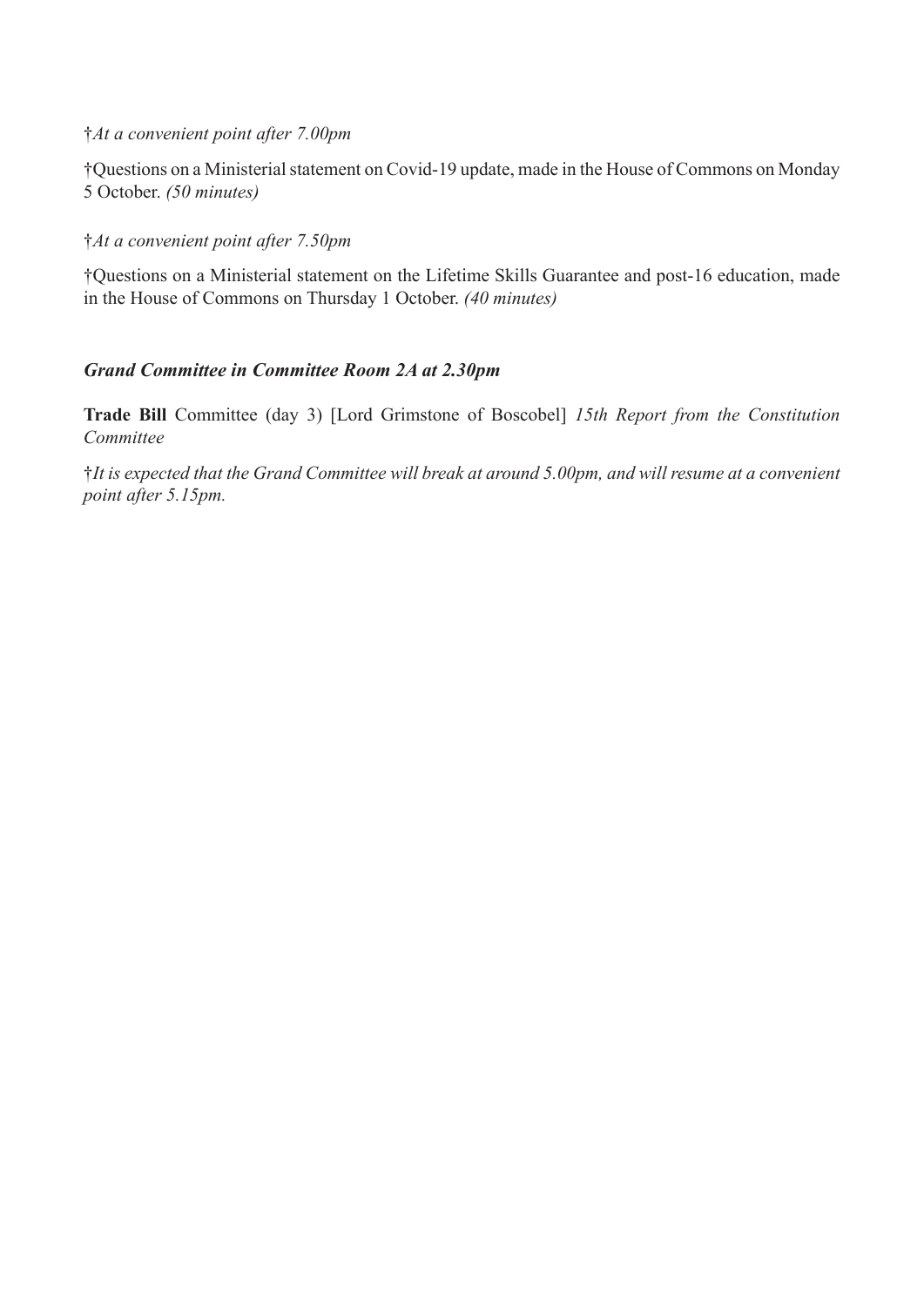†*At a convenient point after 7.00pm*

†Questions on a Ministerial statement on Covid-19 update, made in the House of Commons on Monday 5 October. *(50 minutes)*

†*At a convenient point after 7.50pm*

†Questions on a Ministerial statement on the Lifetime Skills Guarantee and post-16 education, made in the House of Commons on Thursday 1 October. *(40 minutes)*

***Grand Committee in Committee Room 2A at 2.30pm***

**Trade Bill** Committee (day 3) [Lord Grimstone of Boscobel] *15th Report from the Constitution Committee*

†*It is expected that the Grand Committee will break at around 5.00pm, and will resume at a convenient point after 5.15pm.*